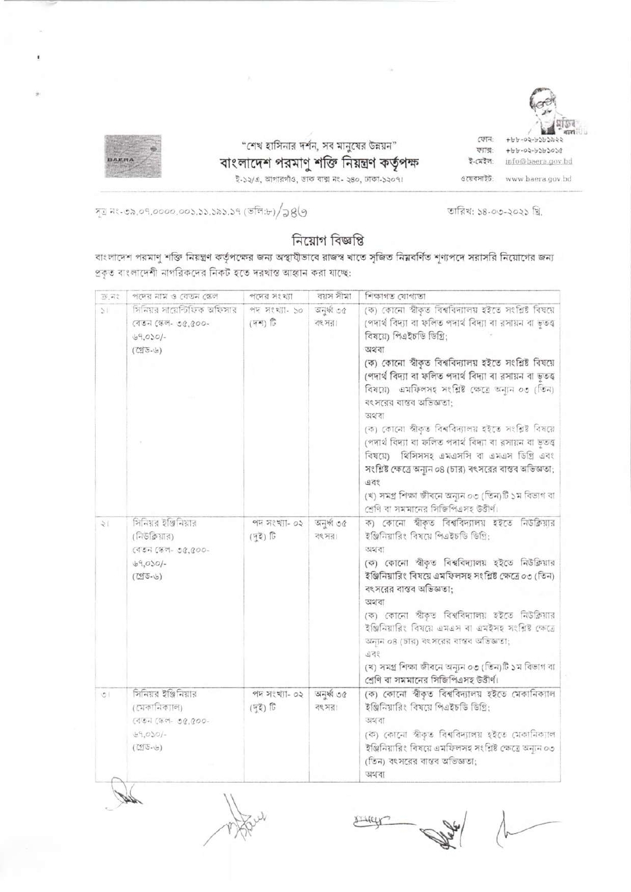"শেখ হাসিনার দর্শন, সব মানুষের উন্নয়ন"

**বাংলাদেশ পরমাণু শক্তি নিয়ন্ত্রণ কর্তৃপক্ষ**

ই-১২/এ, আগারগাঁও, ডাক বাক্স নং- ২৪০, ঢাকা-১২০৭।

ফোন: +৮৮-০২-৮১৮১৯২২
ফ্যাক্স: +৮৮-০২-৮১৮১০১৫
ই-মেইল: info@baera.gov.bd
ওয়েবসাইট: www.baera.gov.bd

সূত্র নং-৩৯.০৭.০০০০.০০১.১১.১৯১.১৭ (অংশ:৮)/১৪৩

তারিখ: ১৪-০৩-২০২১ খ্রি.

## নিয়োগ বিজ্ঞপ্তি

বাংলাদেশ পরমাণু শক্তি নিয়ন্ত্রণ কর্তৃপক্ষের জন্য অস্থায়ীভাবে রাজস্ব খাতে সৃজিত নিম্নবর্ণিত শূণ্যপদে সরাসরি নিয়োগের জন্য প্রকৃত বাংলাদেশী নাগরিকদের নিকট হতে দরখাস্ত আহ্বান করা যাচ্ছে:

| ক্র.নং | পদের নাম ও বেতন স্কেল | পদের সংখ্যা | বয়স সীমা | শিক্ষাগত যোগ্যতা |
|---|---|---|---|---|
| ১। | সিনিয়র সায়েন্টিফিক অফিসার<br>বেতন স্কেল- ৩৫,৫০০-৬৭,০১০/-<br>(গ্রেড-৬) | পদ সংখ্যা- ১০ (দশ) টি | অনুর্ধ্ব ৩৫ বৎসর। | (ক) কোনো স্বীকৃত বিশ্ববিদ্যালয় হইতে সংশ্লিষ্ট বিষয়ে (পদার্থ বিদ্যা বা ফলিত পদার্থ বিদ্যা বা রসায়ন বা ভূতত্ব বিষয়ে) পিএইচডি ডিগ্রি;<br>অথবা<br>(ক) কোনো স্বীকৃত বিশ্ববিদ্যালয় হইতে সংশ্লিষ্ট বিষয়ে (পদার্থ বিদ্যা বা ফলিত পদার্থ বিদ্যা বা রসায়ন বা ভূতত্ব বিষয়ে) এমফিলসহ সংশ্লিষ্ট ক্ষেত্রে অন্যূন ০৩ (তিন) বৎসরের বাস্তব অভিজ্ঞতা;<br>অথবা<br>(ক) কোনো স্বীকৃত বিশ্ববিদ্যালয় হইতে সংশ্লিষ্ট বিষয়ে (পদার্থ বিদ্যা বা ফলিত পদার্থ বিদ্যা বা রসায়ন বা ভূতত্ব বিষয়ে) থিসিসসহ এমএসসি বা এমএস ডিগ্রি এবং সংশ্লিষ্ট ক্ষেত্রে অন্যূন ০৪ (চার) বৎসরের বাস্তব অভিজ্ঞতা;<br>এবং<br>(খ) সমগ্র শিক্ষা জীবনে অন্যূন ০৩ (তিন)টি ১ম বিভাগ বা শ্রেণি বা সমমানের সিজিপিএসহ উত্তীর্ণ। |
| ২। | সিনিয়র ইঞ্জিনিয়ার (নিউক্লিয়ার)<br>বেতন স্কেল- ৩৫,৫০০-৬৭,০১০/-<br>(গ্রেড-৬) | পদ সংখ্যা- ০২ (দুই) টি | অনুর্ধ্ব ৩৫ বৎসর। | ক) কোনো স্বীকৃত বিশ্ববিদ্যালয় হইতে নিউক্লিয়ার ইঞ্জিনিয়ারিং বিষয়ে পিএইচডি ডিগ্রি;<br>অথবা<br>(ক) কোনো স্বীকৃত বিশ্ববিদ্যালয় হইতে নিউক্লিয়ার ইঞ্জিনিয়ারিং বিষয়ে এমফিলসহ সংশ্লিষ্ট ক্ষেত্রে ০৩ (তিন) বৎসরের বাস্তব অভিজ্ঞতা;<br>অথবা<br>(ক) কোনো স্বীকৃত বিশ্ববিদ্যালয় হইতে নিউক্লিয়ার ইঞ্জিনিয়ারিং বিষয়ে এমএস বা এমইসহ সংশ্লিষ্ট ক্ষেত্রে অন্যূন ০৪ (চার) বৎসরের বাস্তব অভিজ্ঞতা;<br>এবং<br>(খ) সমগ্র শিক্ষা জীবনে অন্যূন ০৩ (তিন)টি ১ম বিভাগ বা শ্রেণি বা সমমানের সিজিপিএসহ উত্তীর্ণ। |
| ৩। | সিনিয়র ইঞ্জিনিয়ার (মেকানিক্যাল)<br>বেতন স্কেল- ৩৫,৫০০-৬৭,০১০/-<br>(গ্রেড-৬) | পদ সংখ্যা- ০২ (দুই) টি | অনুর্ধ্ব ৩৫ বৎসর। | (ক) কোনো স্বীকৃত বিশ্ববিদ্যালয় হইতে মেকানিক্যাল ইঞ্জিনিয়ারিং বিষয়ে পিএইচডি ডিগ্রি;<br>অথবা<br>(ক) কোনো স্বীকৃত বিশ্ববিদ্যালয় হইতে মেকানিক্যাল ইঞ্জিনিয়ারিং বিষয়ে এমফিলসহ সংশ্লিষ্ট ক্ষেত্রে অন্যূন ০৩ (তিন) বৎসরের বাস্তব অভিজ্ঞতা;<br>অথবা |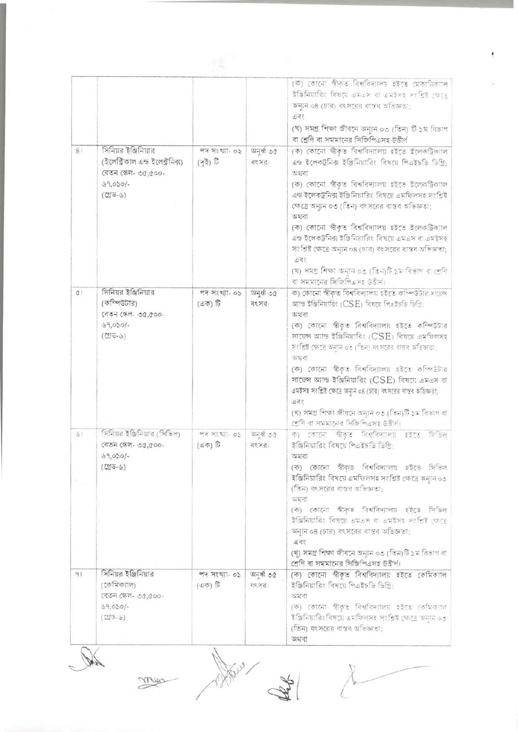| | | | |
|---|---|---|---|
| | | | (ক) কোনো স্বীকৃত বিশ্ববিদ্যালয় হইতে মেকানিক্যাল ইঞ্জিনিয়ারিং বিষয়ে এমএস বা এমইসহ সংশ্লিষ্ট ক্ষেত্রে অন্যূন ০৪ (চার) বৎসরের বাস্তব অভিজ্ঞতা; এবং (খ) সমগ্র শিক্ষা জীবনে অন্যূন ০৩ (তিন) টি ১ম বিভাগ বা শ্রেণি বা সমমানের সিজিপিএসহ উত্তীর্ণ |
| ৪। | সিনিয়র ইঞ্জিনিয়ার (ইলেক্ট্রিকাল এন্ড ইলেক্ট্রনিক্স) বেতন স্কেল- ৩৫,৫০০-৬৭,০১০/- (গ্রেড-৬) | পদ সংখ্যা- ০২ (দুই) টি | অনূর্ধ্ব ৩৫ বৎসর। | (ক) কোনো স্বীকৃত বিশ্ববিদ্যালয় হইতে ইলেকট্রিক্যাল এন্ড ইলেকট্রনিক্স ইঞ্জিনিয়ারিং বিষয়ে পিএইচডি ডিগ্রি; অথবা (ক) কোনো স্বীকৃত বিশ্ববিদ্যালয় হইতে ইলেকট্রিক্যাল এন্ড ইলেকট্রনিক্স ইঞ্জিনিয়ারিং বিষয়ে এমফিলসহ সংশ্লিষ্ট ক্ষেত্রে অন্যূন ০৩ (তিন) বৎসরের বাস্তব অভিজ্ঞতা; অথবা (ক) কোনো স্বীকৃত বিশ্ববিদ্যালয় হইতে ইলেকট্রিক্যাল এন্ড ইলেকট্রনিক্স ইঞ্জিনিয়ারিং বিষয়ে এমএস বা এমইসহ সংশ্লিষ্ট ক্ষেত্রে অন্যূন ০৪ (চার) বৎসরের বাস্তব অভিজ্ঞতা; এবং (খ) সমগ্র শিক্ষা অন্যূন ০৩ (তিন)টি ১ম বিভাগ বা শ্রেণি বা সমমানের সিজিপিএসহ উত্তীর্ণ। |
| ৫। | সিনিয়র ইঞ্জিনিয়ার (কম্পিউটার) বেতন স্কেল- ৩৫,৫০০-৬৭,০১০/- (গ্রেড-৬) | পদ সংখ্যা- ০১ (এক) টি | অনূর্ধ্ব ৩৫ বৎসর। | ক) কোনো স্বীকৃত বিশ্ববিদ্যালয় হইতে কম্পিউটার সায়েন্স আন্ড ইঞ্জিনিয়ারিং (CSE) বিষয়ে পিএইচডি ডিগ্রি; অথবা (ক) কোনো স্বীকৃত বিশ্ববিদ্যালয় হইতে কম্পিউটার সায়েন্স আ্যান্ড ইঞ্জিনিয়ারিং (CSE) বিষয়ে এমফিলসহ সংশ্লিষ্ট ক্ষেত্রে অন্যূন ০৩ (তিন) বৎসরের বাস্তব অভিজ্ঞতা; অথবা (ক) কোনো স্বীকৃত বিশ্ববিদ্যালয় হইতে কম্পিউটার সায়েন্স আ্যান্ড ইঞ্জিনিয়ারিং (CSE) বিষয়ে এমএস বা এমইসহ সংশ্লিষ্ট ক্ষেত্রে অন্যূন ০৪ (চার) বৎসরের বাস্তব অভিজ্ঞতা; এবং (খ) সমগ্র শিক্ষা জীবনে অন্যূন ০৩ (তিন)টি ১ম বিভাগ বা শ্রেণি বা সমমানের সিজিপিএসহ উত্তীর্ণ। |
| ৬। | সিনিয়র ইঞ্জিনিয়ার (সিভিল) বেতন স্কেল- ৩৫,৫০০-৬৭,০১০/- (গ্রেড-৬) | পদ সংখ্যা- ০১ (এক) টি | অনূর্ধ্ব ৩৫ বৎসর। | ক) কোনো স্বীকৃত বিশ্ববিদ্যালয় হইতে সিভিল ইঞ্জিনিয়ারিং বিষয়ে পিএইচডি ডিগ্রি; অথবা (ক) কোনো স্বীকৃত বিশ্ববিদ্যালয় হইতে সিভিল ইঞ্জিনিয়ারিং বিষয়ে এমফিলসহ সংশ্লিষ্ট ক্ষেত্রে অন্যূন ০৩ (তিন) বৎসরের বাস্তব অভিজ্ঞতা; অথবা (ক) কোনো স্বীকৃত বিশ্ববিদ্যালয় হইতে সিভিল ইঞ্জিনিয়ারিং বিষয়ে এমএস বা এমইসহ সংশ্লিষ্ট ক্ষেত্রে অন্যূন ০৪ (চার) বৎসরের বাস্তব অভিজ্ঞতা; এবং (খ) সমগ্র শিক্ষা জীবনে অন্যূন ০৩ (তিন)টি ১ম বিভাগ বা শ্রেণি বা সমমানের সিজিপিএসহ উত্তীর্ণ। |
| ৭। | সিনিয়র ইঞ্জিনিয়ার (কেমিক্যাল) বেতন স্কেল- ৩৫,৫০০-৬৭,০১০/- (গ্রেড-৬) | পদ সংখ্যা- ০১ (এক) টি | অনূর্ধ্ব ৩৫ বৎসর। | (ক) কোনো স্বীকৃত বিশ্ববিদ্যালয় হইতে কেমিক্যাল ইঞ্জিনিয়ারিং বিষয়ে পিএইচডি ডিগ্রি; অথবা (ক) কোনো স্বীকৃত বিশ্ববিদ্যালয় হইতে কেমিক্যাল ইঞ্জিনিয়ারিং বিষয়ে এমফিলসহ সংশ্লিষ্ট ক্ষেত্রে অন্যূন ০৩ (তিন) বৎসরের বাস্তব অভিজ্ঞতা; অথবা |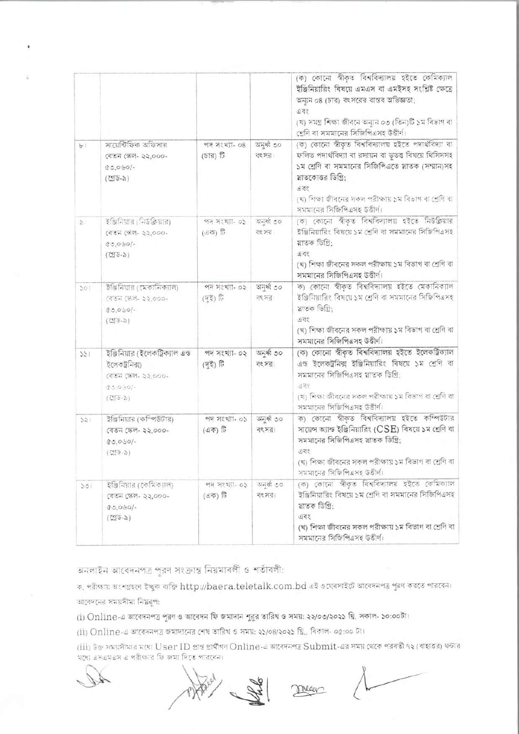| | | | | |
|---|---|---|---|---|
| | | | | (ক) কোনো স্বীকৃত বিশ্ববিদ্যালয় হইতে কেমিক্যাল ইঞ্জিনিয়ারিং বিষয়ে এমএস বা এমইসহ সংশ্লিষ্ট ক্ষেত্রে অন্যূন ০৪ (চার) বৎসরের বাস্তব অভিজ্ঞতা;<br>এবং<br>(খ) সমগ্র শিক্ষা জীবনে অন্যূন ০৩ (তিন)টি ১ম বিভাগ বা শ্রেণি বা সমমানের সিজিপিএসহ উত্তীর্ণ। |
| ৮। | সায়েন্টিফিক অফিসার<br>বেতন স্কেল- ২২,০০০-৫৩,০৬০/-<br>(গ্রেড-৯) | পদ সংখ্যা- ০৪ (চার) টি | অনুর্ধ্ব ৩০ বৎসর। | (ক) কোনো স্বীকৃত বিশ্ববিদ্যালয় হইতে পদার্থবিদ্যা বা ফলিত পদার্থবিদ্যা বা রসায়ন বা ভূতত্ত্ব বিষয়ে থিসিসসহ ১ম শ্রেণি বা সমমানের সিজিপিএতে স্নাতক (সম্মান)সহ স্নাতকোত্তর ডিগ্রি;<br>এবং<br>(খ) শিক্ষা জীবনের সকল পরীক্ষায় ১ম বিভাগ বা শ্রেণি বা সমমানের সিজিপিএসহ উত্তীর্ণ। |
| ৯। | ইঞ্জিনিয়ার (নিউক্লিয়ার)<br>বেতন স্কেল- ২২,০০০-৫৩,০৬০/-<br>(গ্রেড-৯) | পদ সংখ্যা- ০১ (এক) টি | অনুর্ধ্ব ৩০ বৎসর। | (ক) কোনো স্বীকৃত বিশ্ববিদ্যালয় হইতে নিউক্লিয়ার ইঞ্জিনিয়ারিং বিষয়ে ১ম শ্রেণি বা সমমানের সিজিপিএসহ স্নাতক ডিগ্রি;<br>এবং<br>(খ) শিক্ষা জীবনের সকল পরীক্ষায় ১ম বিভাগ বা শ্রেণি বা সমমানের সিজিপিএসহ উত্তীর্ণ। |
| ১০। | ইঞ্জিনিয়ার (মেকানিক্যাল)<br>বেতন স্কেল- ২২,০০০-৫৩,০৬০/-<br>(গ্রেড-৯) | পদ সংখ্যা- ০২ (দুই) টি | অনুর্ধ্ব ৩০ বৎসর। | ক) কোনো স্বীকৃত বিশ্ববিদ্যালয় হইতে মেকানিক্যাল ইঞ্জিনিয়ারিং বিষয়ে ১ম শ্রেণি বা সমমানের সিজিপিএসহ স্নাতক ডিগ্রি;<br>এবং<br>(খ) শিক্ষা জীবনের সকল পরীক্ষায় ১ম বিভাগ বা শ্রেণি বা সমমানের সিজিপিএসহ উত্তীর্ণ। |
| ১১। | ইঞ্জিনিয়ার (ইলেকট্রিক্যাল এন্ড ইলেকট্রনিক্স)<br>বেতন স্কেল- ২২,০০০-৫৩,০৬০/-<br>(গ্রেড-৯) | পদ সংখ্যা- ০২ (দুই) টি | অনুর্ধ্ব ৩০ বৎসর। | (ক) কোনো স্বীকৃত বিশ্ববিদ্যালয় হইতে ইলেকট্রিক্যাল এন্ড ইলেকট্রনিক্স ইঞ্জিনিয়ারিং বিষয়ে ১ম শ্রেণি বা সমমানের সিজিপিএসহ স্নাতক ডিগ্রি;<br>এবং<br>(খ) শিক্ষা জীবনের সকল পরীক্ষায় ১ম বিভাগ বা শ্রেণি বা সমমানের সিজিপিএসহ উত্তীর্ণ। |
| ১২। | ইঞ্জিনিয়ার (কম্পিউটার)<br>বেতন স্কেল- ২২,০০০-৫৩,০৬০/-<br>(গ্রেড-৯) | পদ সংখ্যা- ০১ (এক) টি | অনুর্ধ্ব ৩০ বৎসর। | ক) কোনো স্বীকৃত বিশ্ববিদ্যালয় হইতে কম্পিউটার সায়েন্স অ্যান্ড ইঞ্জিনিয়ারিং (CSE) বিষয়ে ১ম শ্রেণি বা সমমানের সিজিপিএসহ স্নাতক ডিগ্রি;<br>এবং<br>(খ) শিক্ষা জীবনের সকল পরীক্ষায় ১ম বিভাগ বা শ্রেণি বা সমমানের সিজিপিএসহ উত্তীর্ণ। |
| ১৩। | ইঞ্জিনিয়ার (কেমিক্যাল)<br>বেতন স্কেল- ২২,০০০-৫৩,০৬০/-<br>(গ্রেড-৯) | পদ সংখ্যা- ০১ (এক) টি | অনুর্ধ্ব ৩০ বৎসর। | (ক) কোনো স্বীকৃত বিশ্ববিদ্যালয় হইতে কেমিক্যাল ইঞ্জিনিয়ারিং বিষয়ে ১ম শ্রেণি বা সমমানের সিজিপিএসহ স্নাতক ডিগ্রি;<br>এবং<br>(খ) শিক্ষা জীবনের সকল পরীক্ষায় ১ম বিভাগ বা শ্রেণি বা সমমানের সিজিপিএসহ উত্তীর্ণ। |

অনলাইন আবেদনপত্র পূরণ সংক্রান্ত নিয়মাবলী ও শর্তাবলী:

ক. পরীক্ষায় অংশগ্রহণে ইচ্ছুক ব্যক্তি http://baera.teletalk.com.bd এই ওয়েবসাইটে আবেদনপত্র পূরণ করতে পারবেন। আবেদনের সময়সীমা নিম্নরূপ:

(i) Online-এ আবেদনপত্র পূরণ ও আবেদন ফি জমাদান শুরুর তারিখ ও সময়: ২২/০৩/২০২১ খ্রি. সকাল- ১০:০০টা।

(ii) Online-এ আবেদনপত্র জমাদানের শেষ তারিখ ও সময়: ২১/০৪/২০২১ খ্রি., বিকাল- ০৫:০০ টা।

(iii) উক্ত সময়সীমার মধ্যে User ID প্রাপ্ত প্রার্থীগণ Online-এ আবেদনপত্র Submit-এর সময় থেকে পরবর্তী ৭২ (বাহাত্তর) ঘন্টার মধ্যে এসএমএস এ পরীক্ষার ফি জমা দিতে পারবেন।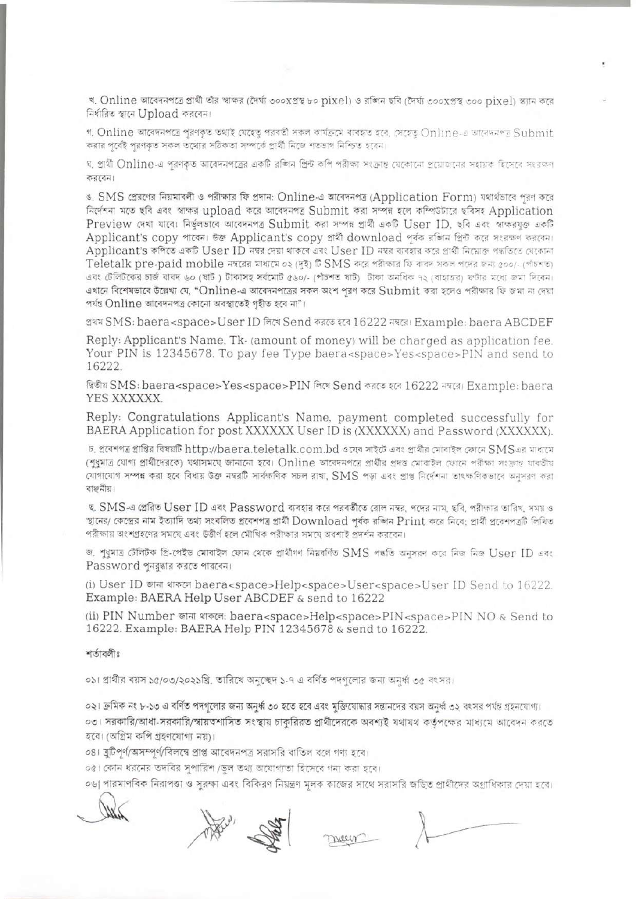খ. Online আবেদনপত্রে প্রার্থী তাঁর স্বাক্ষর (দৈর্ঘ্য ৩০০xপ্রস্থ ৮০ pixel) ও রঙিন ছবি (দৈর্ঘ্য ৩০০xপ্রস্থ ৩০০ pixel) স্ক্যান করে নির্ধারিত স্থানে Upload করবেন।

গ. Online আবেদনপত্রে পূরণকৃত তথ্যই যেহেতু পরবর্তী সকল কার্যক্রমে ব্যবহৃত হবে, সেহেতু Online-এ আবেদনপত্র Submit করার পূর্বেই পূরণকৃত সকল তথ্যের সঠিকতা সম্পর্কে প্রার্থী নিজে শতভাগ নিশ্চিত হবেন।

ঘ. প্রার্থী Online-এ পূরণকৃত আবেদনপত্রের একটি রঙিন প্রিন্ট কপি পরীক্ষা সংক্রান্ত যেকোনো প্রয়োজনের সহায়ক হিসেবে সংরক্ষণ করবেন।

ঙ. SMS প্রেরণের নিয়মাবলী ও পরীক্ষার ফি প্রদান: Online-এ আবেদনপত্র (Application Form) যথার্থভাবে পূরণ করে নির্দেশনা মতে ছবি এবং স্বাক্ষর upload করে আবেদনপত্র Submit করা সম্পন্ন হলে কম্পিউটারে ছবিসহ Application Preview দেখা যাবে। নির্ভুলভাবে আবেদনপত্র Submit করা সম্পন্ন প্রার্থী একটি User ID, ছবি এবং স্বাক্ষরযুক্ত একটি Applicant's copy পাবেন। উক্ত Applicant's copy প্রার্থী download পূর্বক রঙিন প্রিন্ট করে সংরক্ষণ করবেন। Applicant's কপিতে একটি User ID নম্বর দেয়া থাকবে এবং User ID নম্বর ব্যবহার করে প্রার্থী নিম্নোক্ত পদ্ধতিতে যেকোনা Teletalk pre-paid mobile নম্বরের মাধ্যমে ০২ (দুই) টি SMS করে পরীক্ষার ফি বাবদ সকল পদের জন্য ৫০০/- (পাঁচশত) এবং টেলিটকের চার্জ বাবদ ৬০ (ষাট ) টাকাসহ সর্বমোট ৫৬০/- (পাঁচশত ষাট) টাকা অনধিক ৭২ (বাহাত্তর) ঘণ্টার মধ্যে জমা দিবেন। এখানে বিশেষভাবে উল্লেখ্য যে, "Online-এ আবেদনপত্রের সকল অংশ পূরণ করে Submit করা হলেও পরীক্ষার ফি জমা না দেয়া পর্যন্ত Online আবেদনপত্র কোনো অবস্থাতেই গৃহীত হবে না"।

প্রথম SMS: baera<space>User ID লিখে Send করতে হবে 16222 নম্বরে। Example: baera ABCDEF

Reply: Applicant's Name, Tk- (amount of money) will be charged as application fee. Your PIN is 12345678. To pay fee Type baera<space>Yes<space>PIN and send to 16222.

দ্বিতীয় SMS: baera<space>Yes<space>PIN লিখে Send করতে হবে 16222 নম্বরে। Example: baera YES XXXXXX.

Reply: Congratulations Applicant's Name, payment completed successfully for BAERA Application for post XXXXXX User ID is (XXXXXX) and Password (XXXXXX).

চ. প্রবেশপত্র প্রাপ্তির বিষয়টি http://baera.teletalk.com.bd ওয়েব সাইটে এবং প্রার্থীর মোবাইল ফোনে SMS এর মাধ্যমে (শুধুমাত্র যোগ্য প্রার্থীদেরকে) যথাসময়ে জানানো হবে। Online আবেদনপত্রে প্রার্থীর প্রদত্ত মোবাইল ফোনে পরীক্ষা সংক্রান্ত যাবতীয় যোগাযোগ সম্পন্ন করা হবে বিধায় উক্ত নম্বরটি সার্বক্ষণিক সচল রাখা, SMS পড়া এবং প্রাপ্ত নির্দেশনা তাৎক্ষণিকভাবে অনুসরণ করা বাঞ্ছনীয়।

ছ. SMS-এ প্রেরিত User ID এবং Password ব্যবহার করে পরবর্তীতে রোল নম্বর, পদের নাম, ছবি, পরীক্ষার তারিখ, সময় ও স্থানের/ কেন্দ্রের নাম ইত্যাদি তথ্য সংবলিত প্রবেশপত্র প্রার্থী Download পূর্বক রঙিন Print করে নিবে; প্রার্থী প্রবেশপত্রটি লিখিত পরীক্ষায় অংশগ্রহণের সময়ে এবং উত্তীর্ণ হলে মৌখিক পরীক্ষার সময়ে অবশ্যই প্রদর্শন করবেন।

জ. শুধুমাত্র টেলিটক প্রি-পেইড মোবাইল ফোন থেকে প্রার্থীগণ নিম্নবর্ণিত SMS পদ্ধতি অনুসরণ করে নিজ নিজ User ID এবং Password পুনরুদ্ধার করতে পারবেন।

(i) User ID জানা থাকলে baera<space>Help<space>User<space>User ID Send to 16222. Example: BAERA Help User ABCDEF & send to 16222

(ii) PIN Number জানা থাকলে: baera<space>Help<space>PIN<space>PIN NO & Send to 16222. Example: BAERA Help PIN 12345678 & send to 16222.

শর্তাবলীঃ

০১। প্রার্থীর বয়স ১৫/০৩/২০২১খ্রি. তারিখে অনুচ্ছেদ ১-৭ এ বর্ণিত পদগুলোর জন্য অনুর্ধ্ব ৩৫ বৎসর।

০২। ক্রমিক নং ৮-১৩ এ বর্ণিত পদগুলোর জন্য অনুর্ধ্ব ৩০ হতে হবে এবং মুক্তিযোদ্ধার সন্তানদের বয়স অনুর্ধ্ব ৩২ বৎসর পর্যন্ত গ্রহনযোগ্য।

০৩। সরকারি/আধা-সরকারি/স্বায়ত্তশাসিত সংস্থায় চাকুরিরত প্রার্থীদেরকে অবশ্যই যথাযথ কর্তৃপক্ষের মাধ্যমে আবেদন করতে হবে। (অগ্রিম কপি গ্রহণযোগ্য নয়)।

০৪। ত্রুটিপূর্ণ/অসম্পূর্ণ/বিলম্বে প্রাপ্ত আবেদনপত্র সরাসরি বাতিল বলে গণ্য হবে।

০৫। কোন ধরনের তদবির সুপারিশ /ভুল তথ্য অযোগ্যতা হিসেবে গন্য করা হবে।

০৬। পারমাণবিক নিরাপত্তা ও সুরক্ষা এবং বিকিরণ নিয়ন্ত্রণ মূলক কাজের সাথে সরাসরি জড়িত প্রার্থীদের অগ্রাধিকার দেয়া হবে।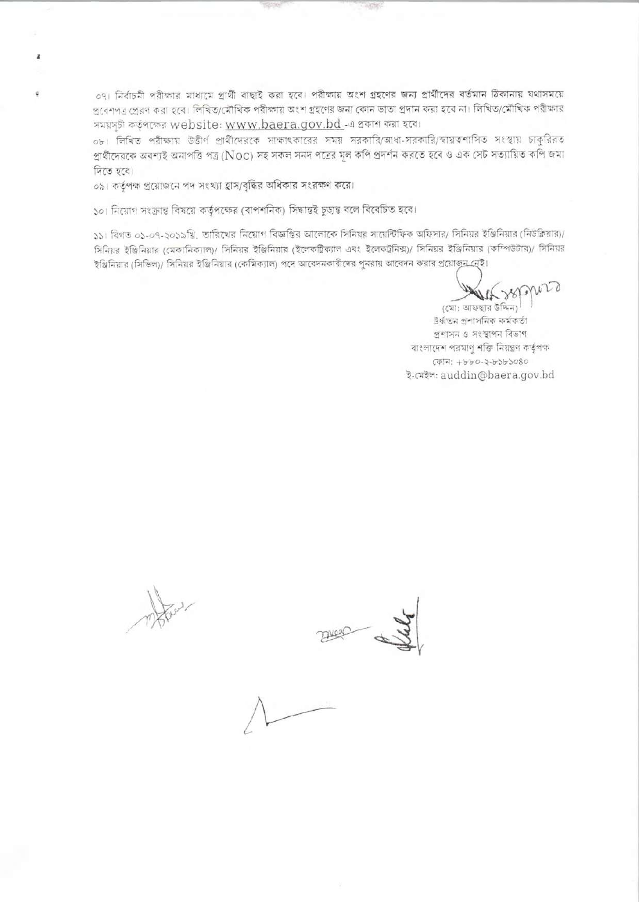০৭। নির্বাচনী পরীক্ষার মাধ্যমে প্রার্থী বাছাই করা হবে। পরীক্ষায় অংশ গ্রহণের জন্য প্রার্থীদের বর্তমান ঠিকানায় যথাসময়ে প্রবেশপত্র প্রেরন করা হবে। লিখিত/মৌখিক পরীক্ষায় অংশ গ্রহণের জন্য কোন ভাতা প্রদান করা হবে না। লিখিত/মৌখিক পরীক্ষার সময়সূচী কর্তৃপক্ষের website: www.baera.gov.bd -এ প্রকাশ করা হবে।

০৮। লিখিত পরীক্ষায় উত্তীর্ণ প্রার্থীদেরকে সাক্ষাৎকারের সময় সরকারি/আধা-সরকারি/স্বায়ত্বশাসিত সংস্থায় চাকুরিরত প্রার্থীদেরকে অবশ্যই অনাপত্তি পত্র (Noc) সহ সকল সনদ পত্রের মূল কপি প্রদর্শন করতে হবে ও এক সেট সত্যায়িত কপি জমা দিতে হবে।

০৯। কর্তৃপক্ষ প্রয়োজনে পদ সংখ্যা হ্রাস/বৃদ্ধির অধিকার সংরক্ষণ করে।

১০। নিয়োগ সংক্রান্ত বিষয়ে কর্তৃপক্ষের (বাপশনিক) সিদ্ধান্তই চূড়ান্ত বলে বিবেচিত হবে।

১১। বিগত ০১-০৭-২০১৯খ্রি. তারিখের নিয়োগ বিজ্ঞপ্তির আলোকে সিনিয়র সায়েন্টিফিক অফিসার/ সিনিয়র ইঞ্জিনিয়ার (নিউক্লিয়ার)/ সিনিয়র ইঞ্জিনিয়ার (মেকানিক্যাল)/ সিনিয়র ইঞ্জিনিয়ার (ইলেকট্রিক্যাল এবং ইলেকট্রনিক্স)/ সিনিয়র ইঞ্জিনিয়ার (কম্পিউটার)/ সিনিয়র ইঞ্জিনিয়ার (সিভিল)/ সিনিয়র ইঞ্জিনিয়ার (কেমিক্যাল) পদে আবেদনকারীদের পুনরায় আবেদন করার প্রয়োজন নেই।

(মো: আফছার উদ্দিন)
ঊর্দ্ধতন প্রশাসনিক কর্মকর্তা
প্রশাসন ও সংস্থাপন বিভাগ
বাংলাদেশ পরমাণু শক্তি নিয়ন্ত্রণ কর্তৃপক্ষ
ফোন: +৮৮০-২-৮১৮১০৪০
ই-মেইল: auddin@baera.gov.bd